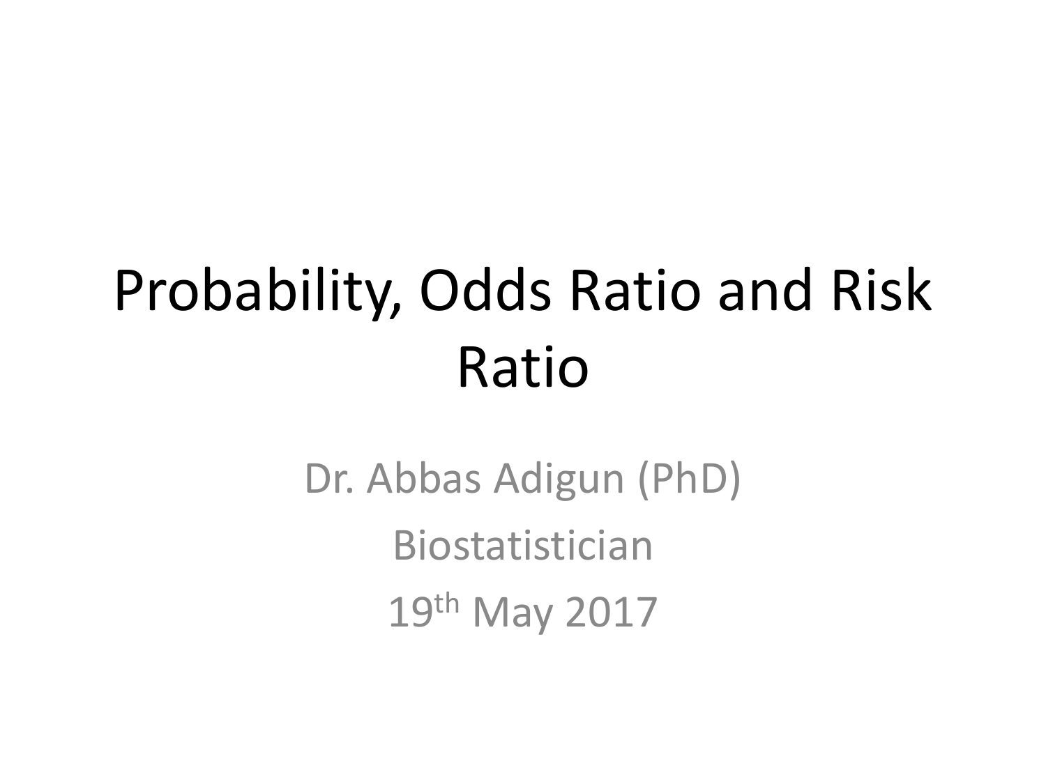# Probability, Odds Ratio and Risk Ratio

Dr. Abbas Adigun (PhD)

Biostatistician

19th May 2017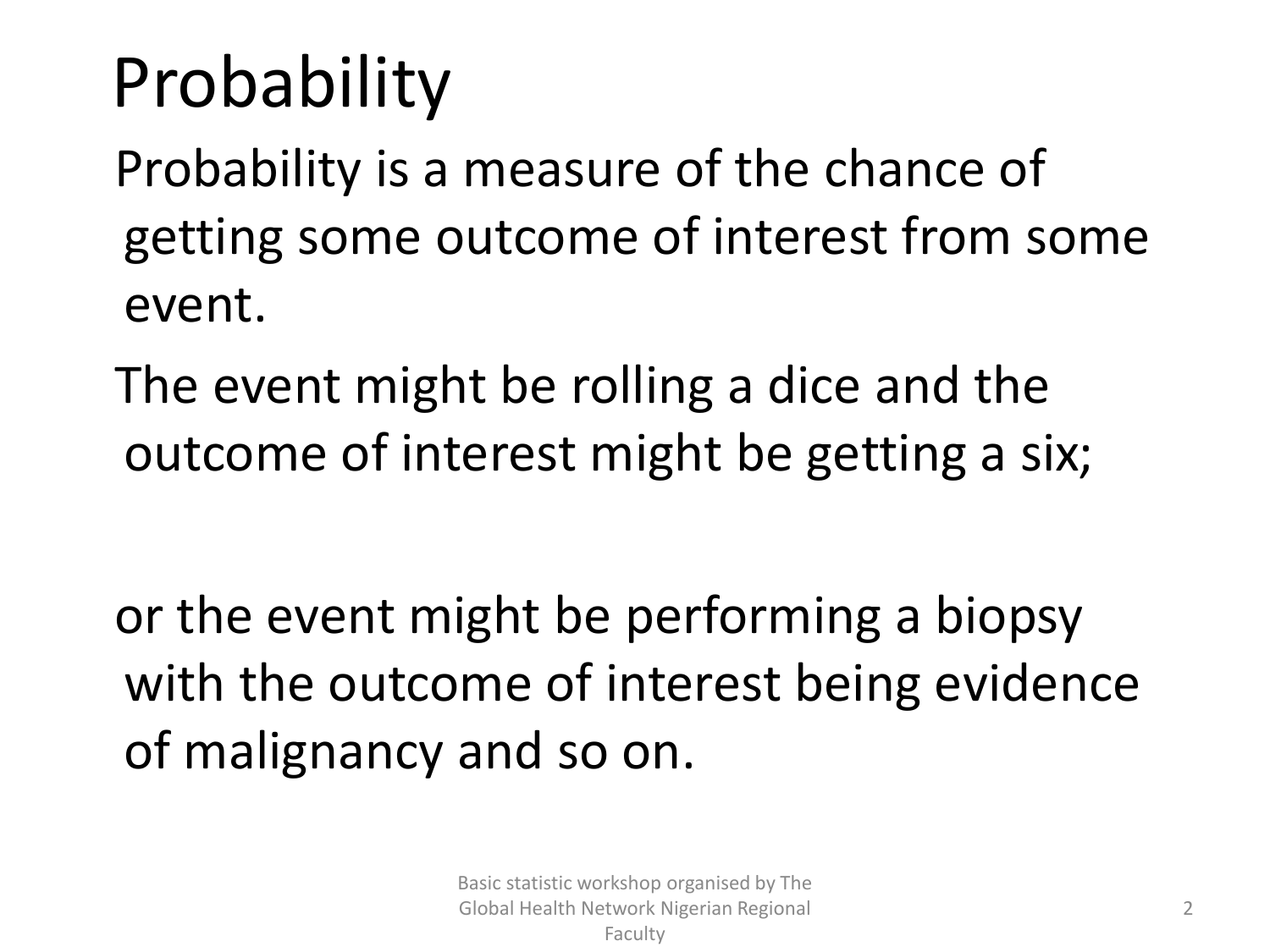# Probability

Probability is a measure of the chance of getting some outcome of interest from some event.

The event might be rolling a dice and the outcome of interest might be getting a six;

or the event might be performing a biopsy with the outcome of interest being evidence of malignancy and so on.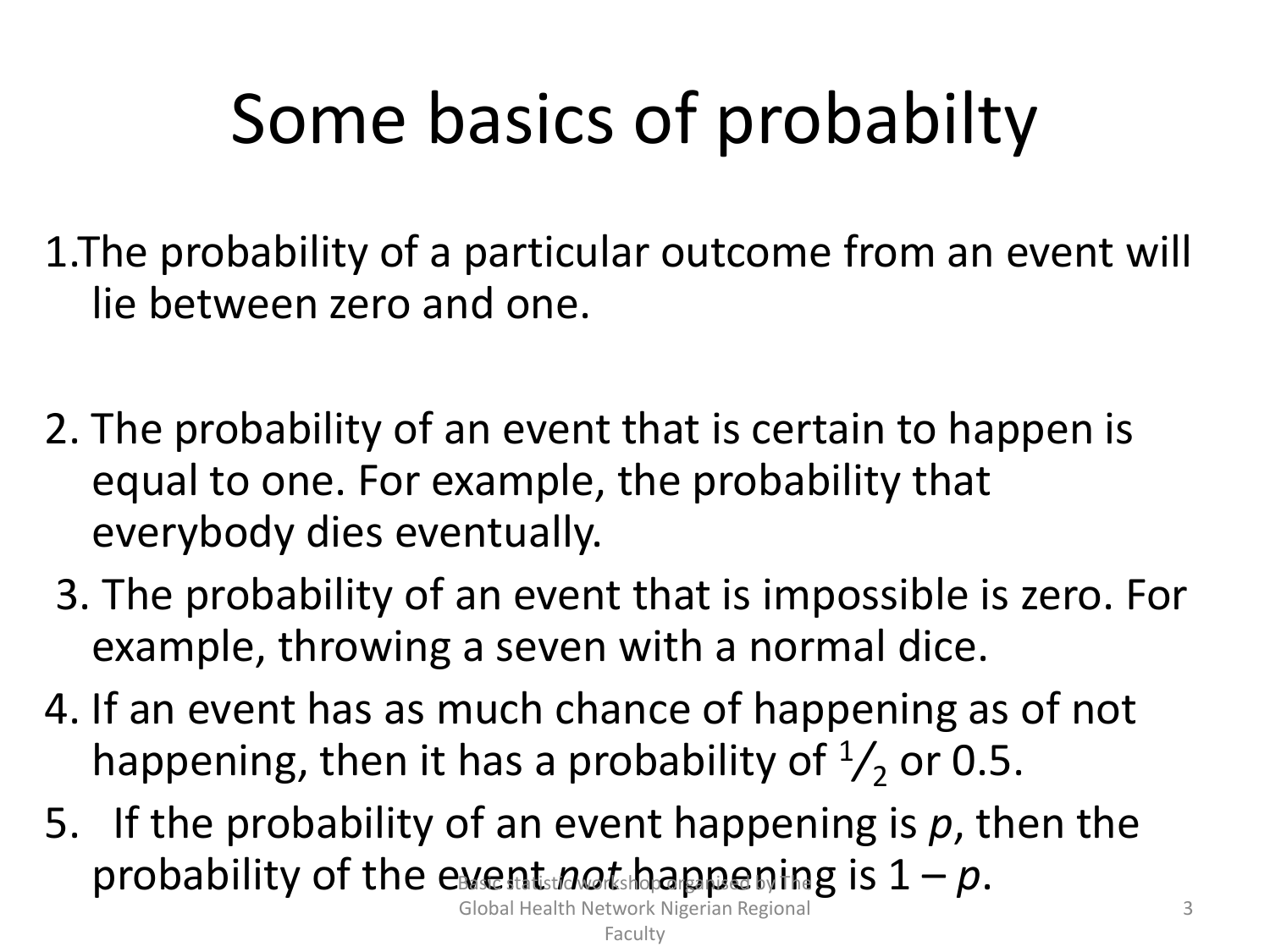# Some basics of probabilty

1. The probability of a particular outcome from an event will lie between zero and one.

2. The probability of an event that is certain to happen is equal to one. For example, the probability that everybody dies eventually.

3. The probability of an event that is impossible is zero. For example, throwing a seven with a normal dice.

4. If an event has as much chance of happening as of not happening, then it has a probability of $^1/_2$ or 0.5.

5. If the probability of an event happening is *p*, then the probability of the event *not* happening is $1 - p$.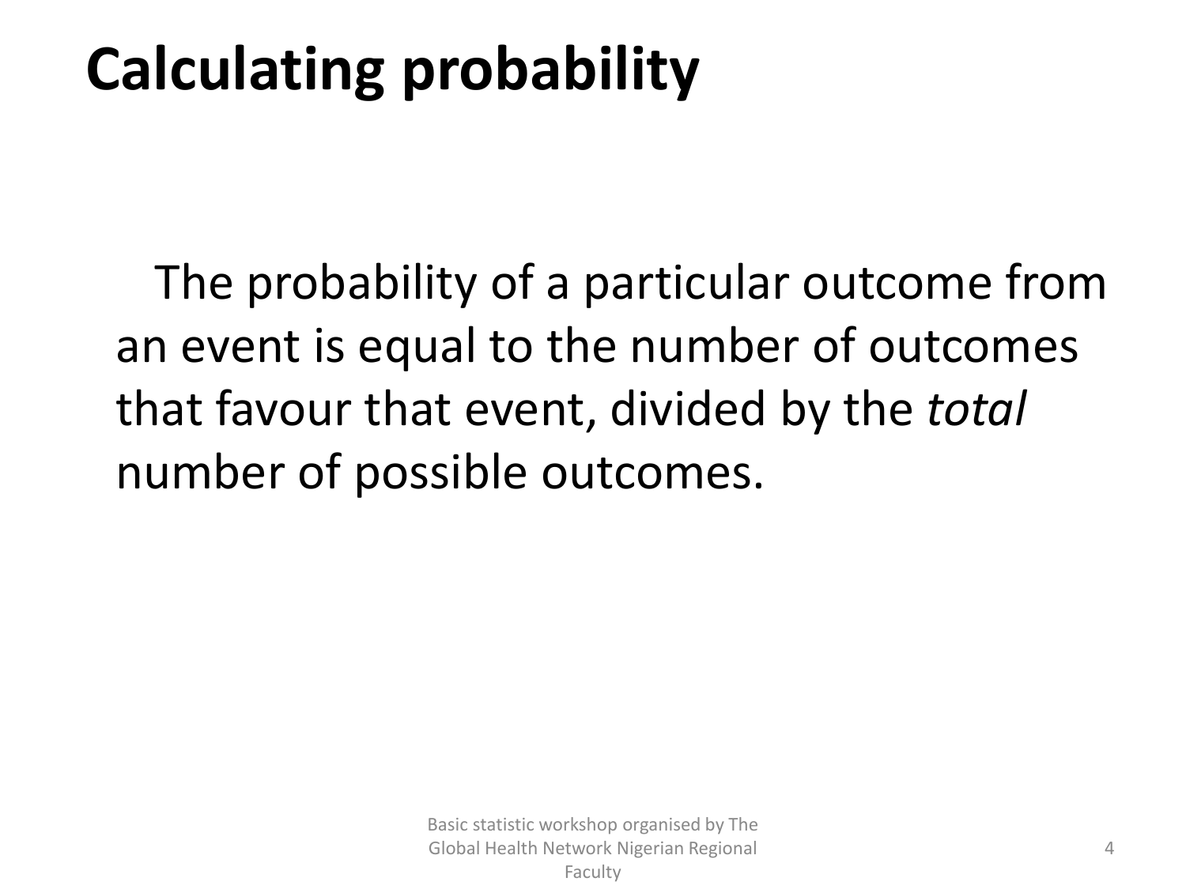# Calculating probability

The probability of a particular outcome from an event is equal to the number of outcomes that favour that event, divided by the *total* number of possible outcomes.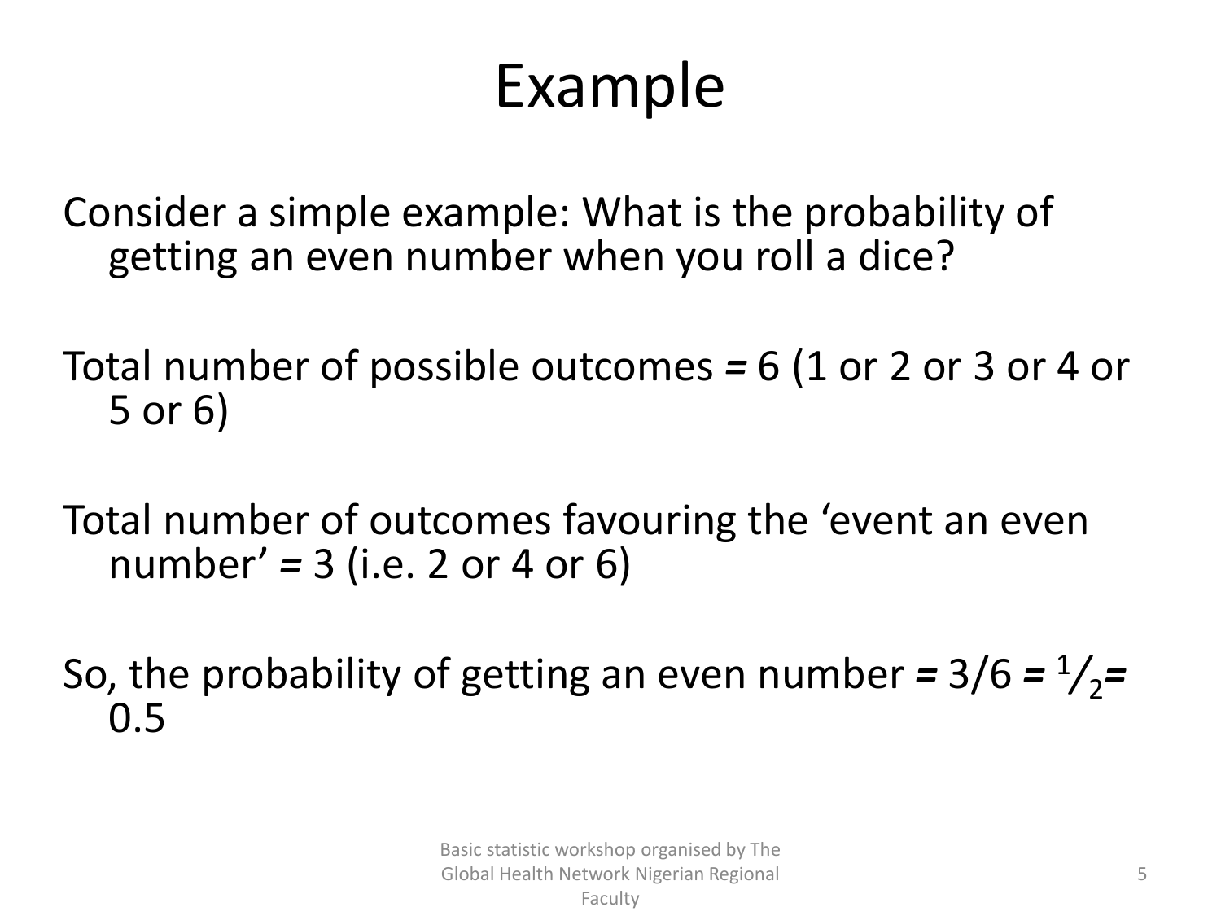# Example

Consider a simple example: What is the probability of getting an even number when you roll a dice?

Total number of possible outcomes *=* 6 (1 or 2 or 3 or 4 or 5 or 6)

Total number of outcomes favouring the 'event an even number' *=* 3 (i.e. 2 or 4 or 6)

So, the probability of getting an even number *=* 3/6 *=* $^1/_2$*=* 0.5

Basic statistic workshop organised by The Global Health Network Nigerian Regional Faculty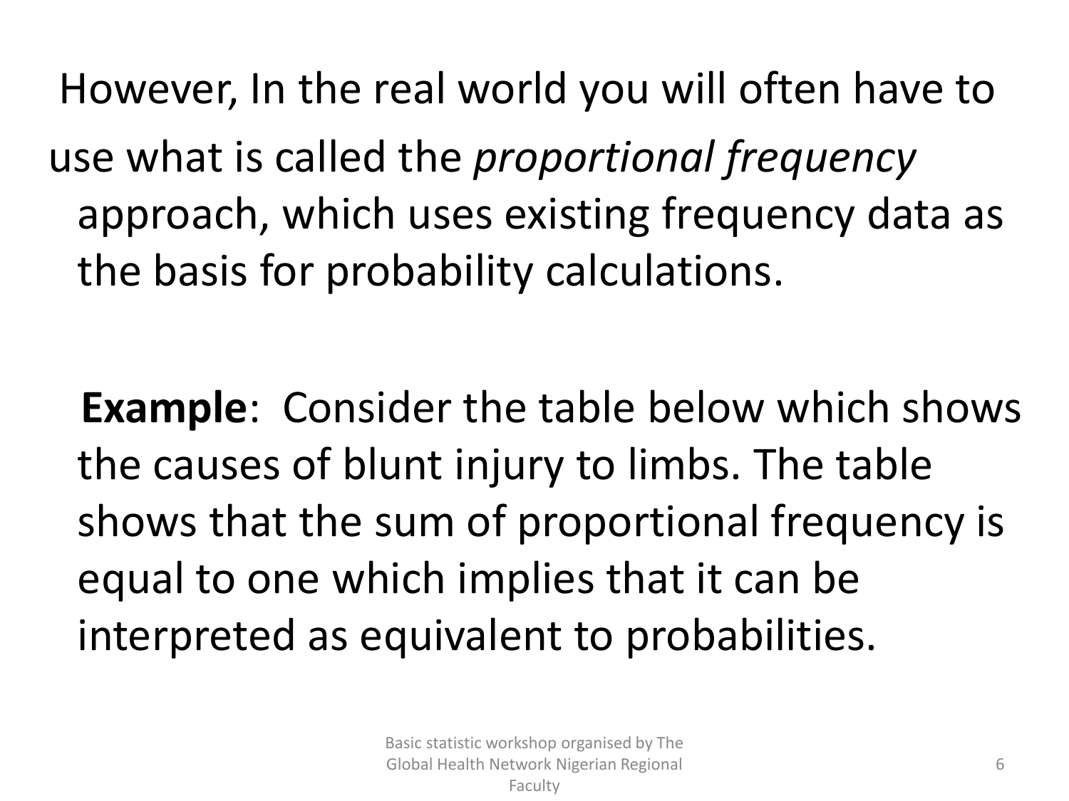However, In the real world you will often have to use what is called the *proportional frequency* approach, which uses existing frequency data as the basis for probability calculations.

**Example**: Consider the table below which shows the causes of blunt injury to limbs. The table shows that the sum of proportional frequency is equal to one which implies that it can be interpreted as equivalent to probabilities.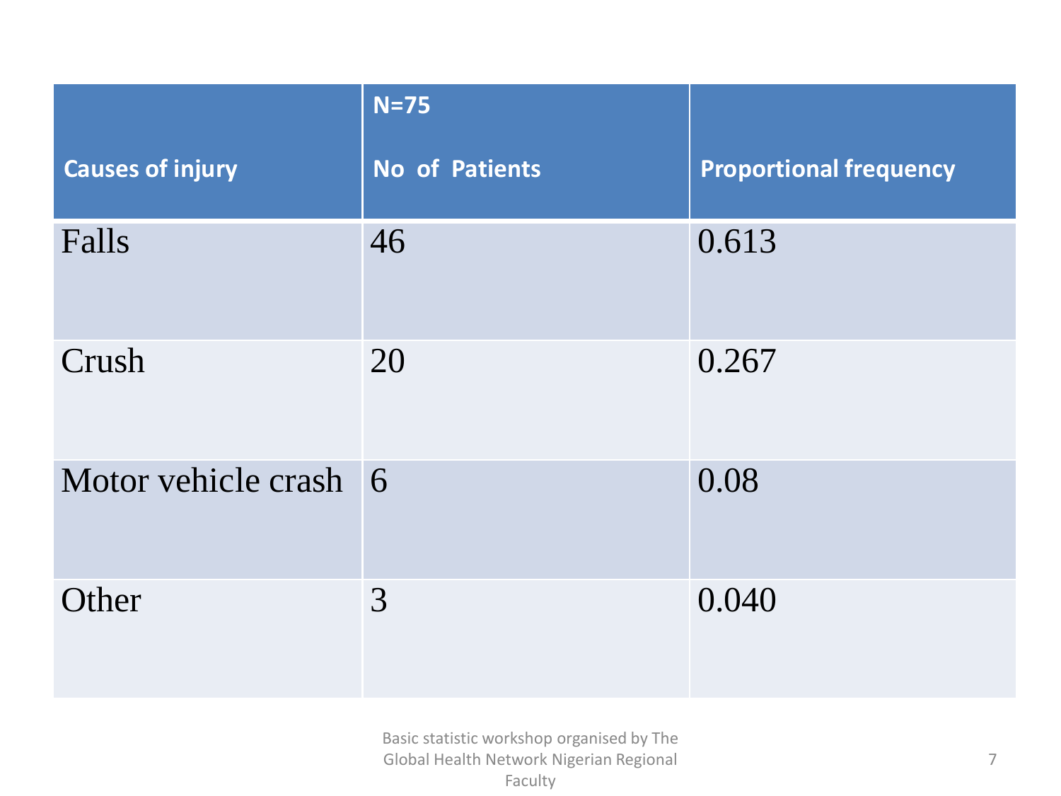| Causes of injury | N=75<br>No of Patients | Proportional frequency |
|---|---|---|
| Falls | 46 | 0.613 |
| Crush | 20 | 0.267 |
| Motor vehicle crash | 6 | 0.08 |
| Other | 3 | 0.040 |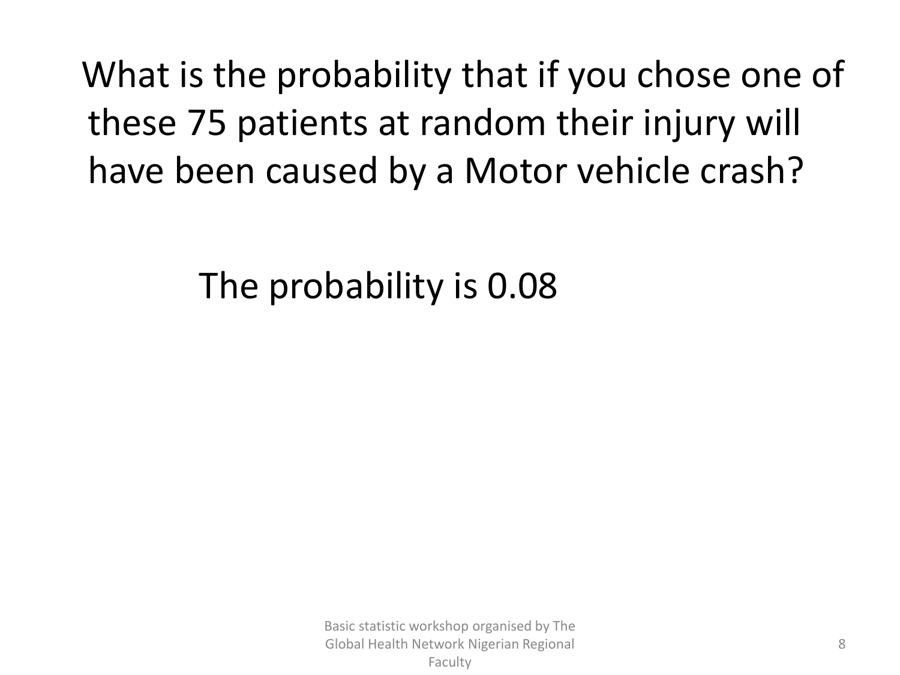What is the probability that if you chose one of these 75 patients at random their injury will have been caused by a Motor vehicle crash?

The probability is 0.08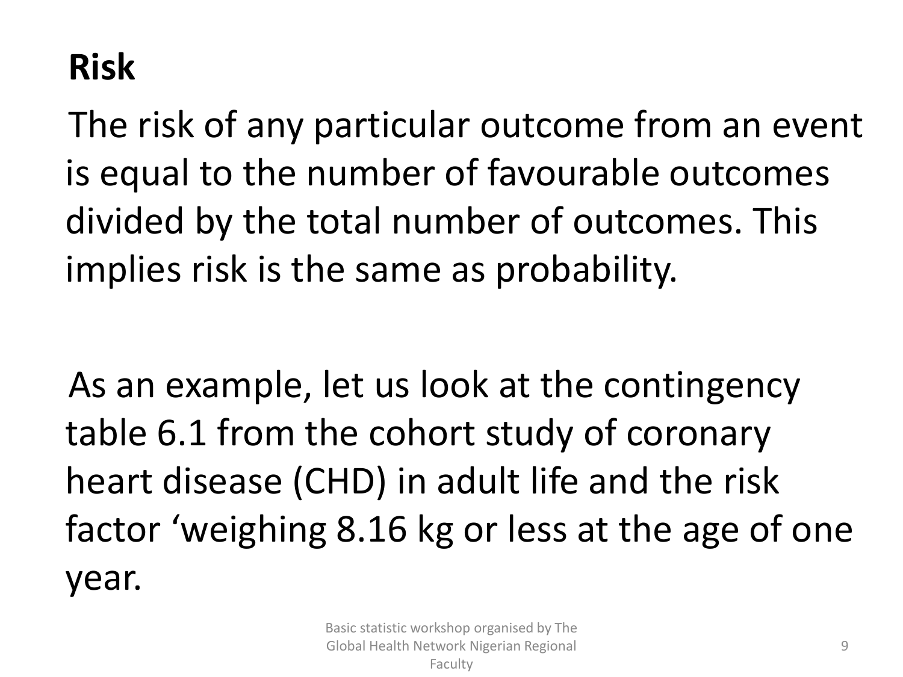## Risk

The risk of any particular outcome from an event is equal to the number of favourable outcomes divided by the total number of outcomes. This implies risk is the same as probability.

As an example, let us look at the contingency table 6.1 from the cohort study of coronary heart disease (CHD) in adult life and the risk factor 'weighing 8.16 kg or less at the age of one year.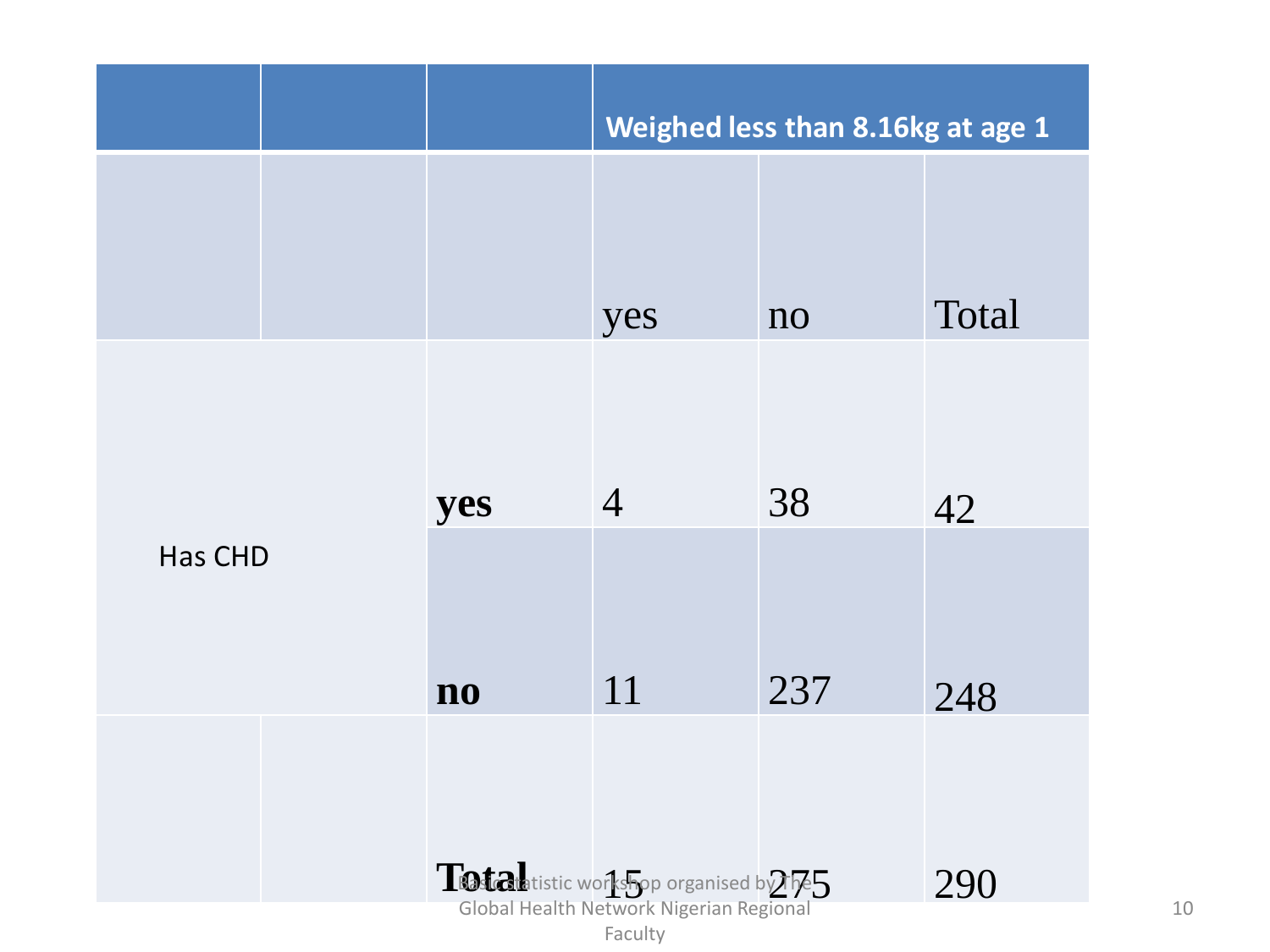| | | | Weighed less than 8.16kg at age 1 | | |
|---|---|---|---|---|---|
| | | | yes | no | Total |
| Has CHD | | **yes** | 4 | 38 | 42 |
| | | **no** | 11 | 237 | 248 |
| | | **Total** | 15 | 275 | 290 |

Basic statistic workshop organised by The Global Health Network Nigerian Regional Faculty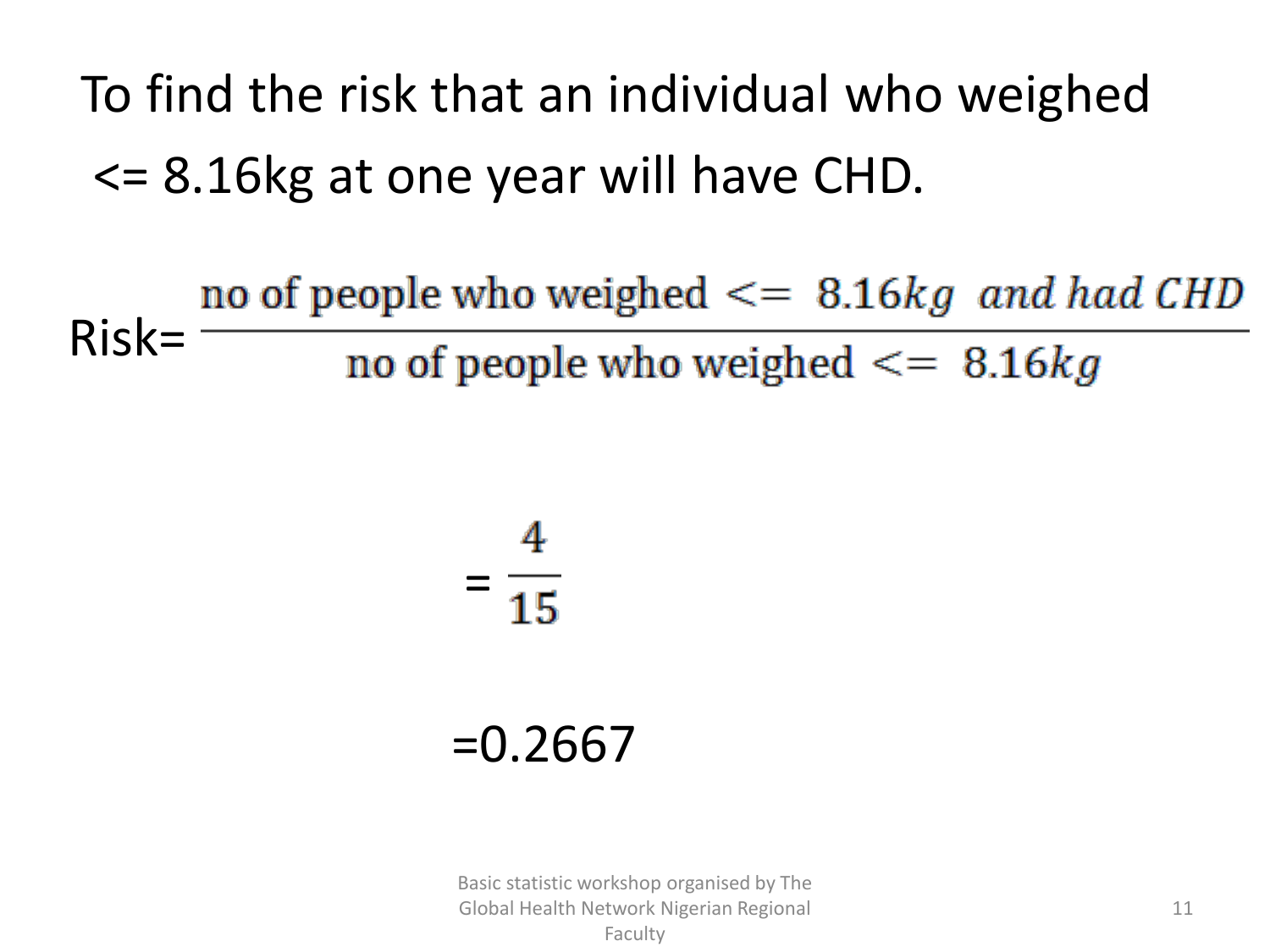To find the risk that an individual who weighed <= 8.16kg at one year will have CHD.

$$\text{Risk} = \frac{\text{no of people who weighed} <= \ 8.16kg \ \ and\ had\ CHD}{\text{no of people who weighed} <= \ 8.16kg}$$

$$= \frac{4}{15}$$

$$= 0.2667$$

Basic statistic workshop organised by The Global Health Network Nigerian Regional Faculty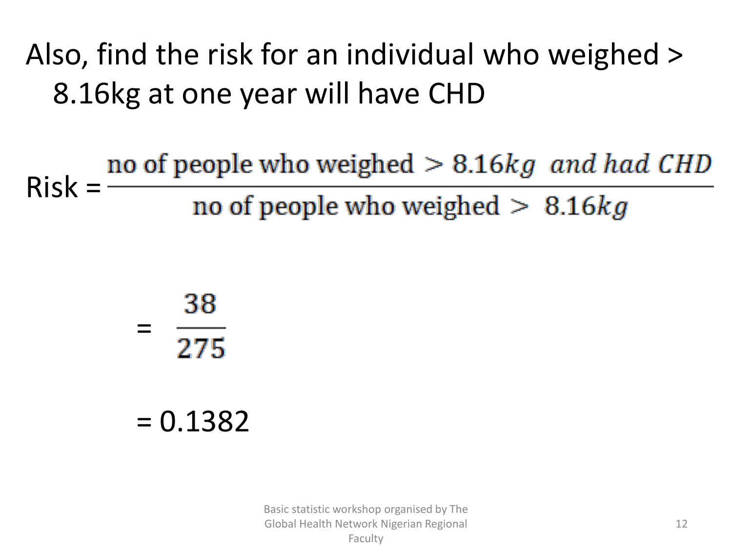Also, find the risk for an individual who weighed > 8.16kg at one year will have CHD

$$\text{Risk} = \frac{\text{no of people who weighed} > 8.16kg \ \ and\ had\ CHD}{\text{no of people who weighed} > \ 8.16kg}$$

$$= \frac{38}{275}$$

$$= 0.1382$$

Basic statistic workshop organised by The Global Health Network Nigerian Regional Faculty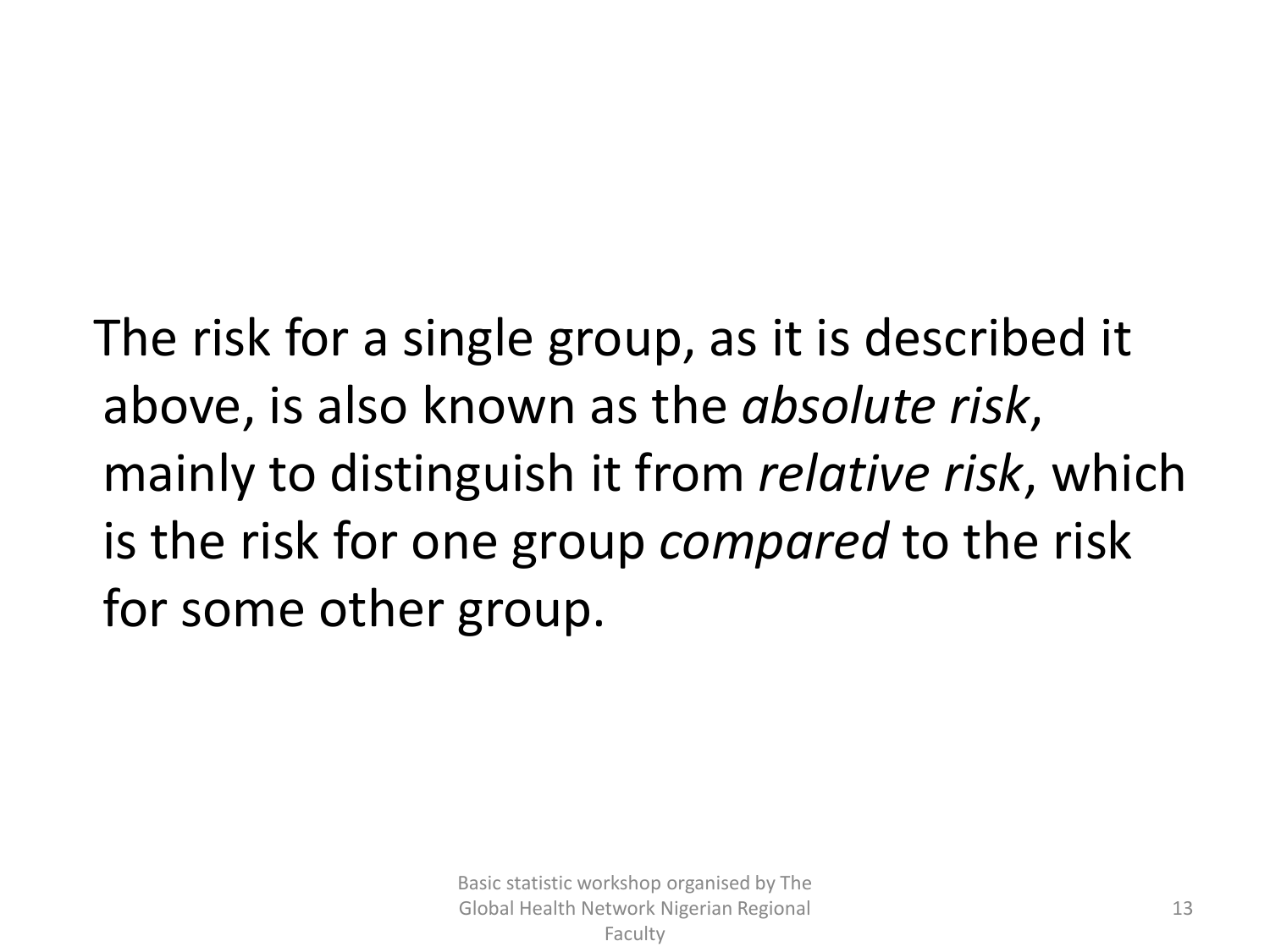The risk for a single group, as it is described it above, is also known as the *absolute risk*, mainly to distinguish it from *relative risk*, which is the risk for one group *compared* to the risk for some other group.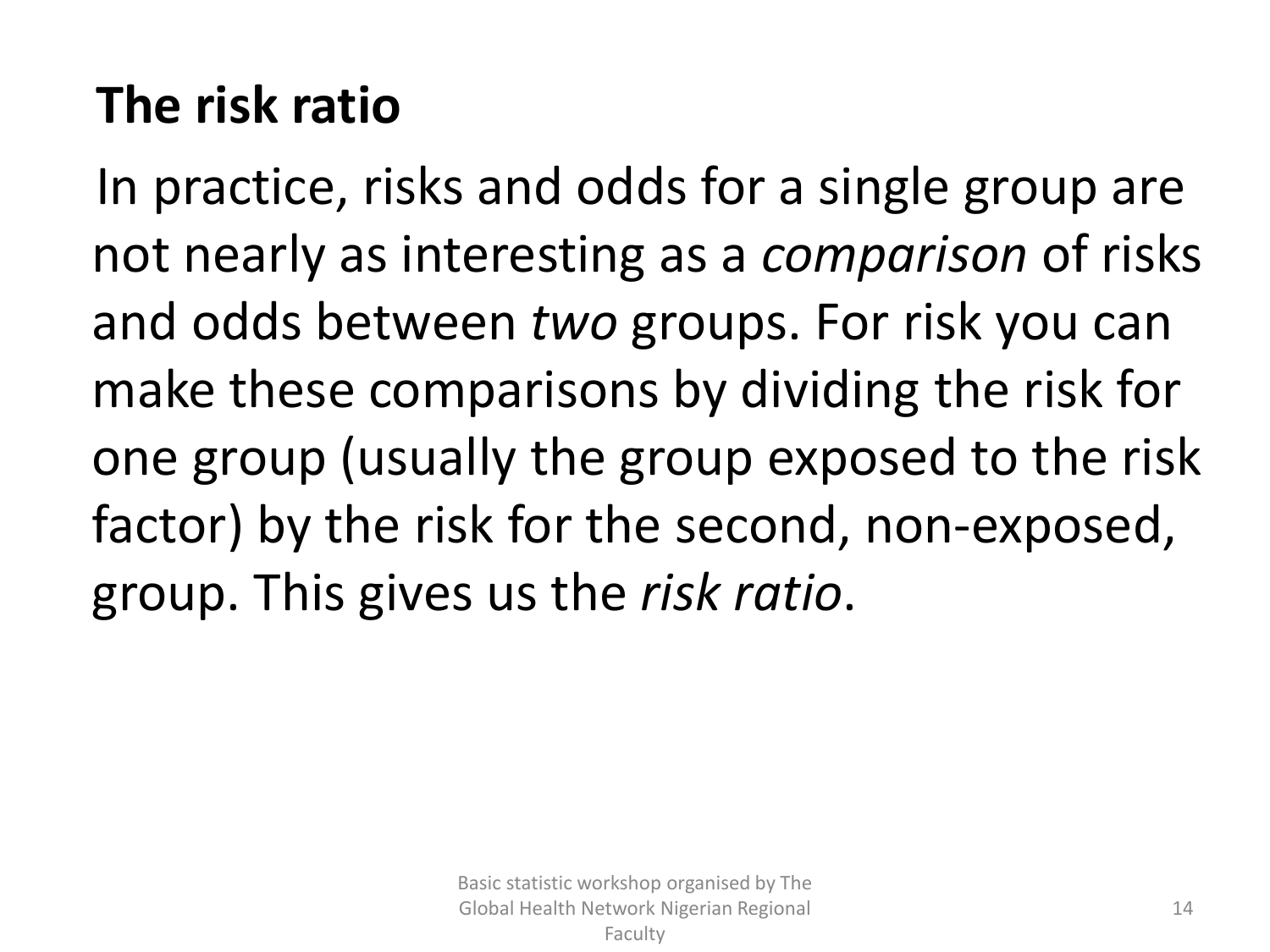## The risk ratio

In practice, risks and odds for a single group are not nearly as interesting as a *comparison* of risks and odds between *two* groups. For risk you can make these comparisons by dividing the risk for one group (usually the group exposed to the risk factor) by the risk for the second, non-exposed, group. This gives us the *risk ratio*.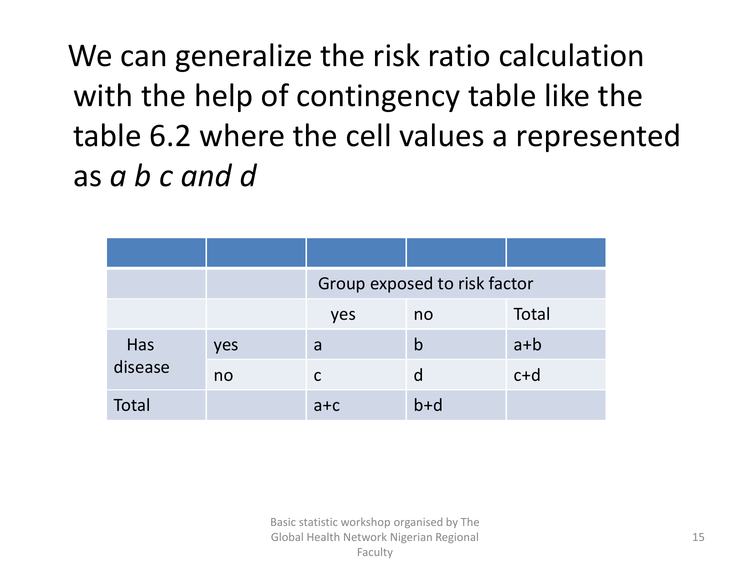We can generalize the risk ratio calculation with the help of contingency table like the table 6.2 where the cell values a represented as *a b c and d*

| | | | | |
|---|---|---|---|---|
| | | Group exposed to risk factor | | |
| | | yes | no | Total |
| Has disease | yes | a | b | a+b |
| | no | c | d | c+d |
| Total | | a+c | b+d | |

Basic statistic workshop organised by The Global Health Network Nigerian Regional Faculty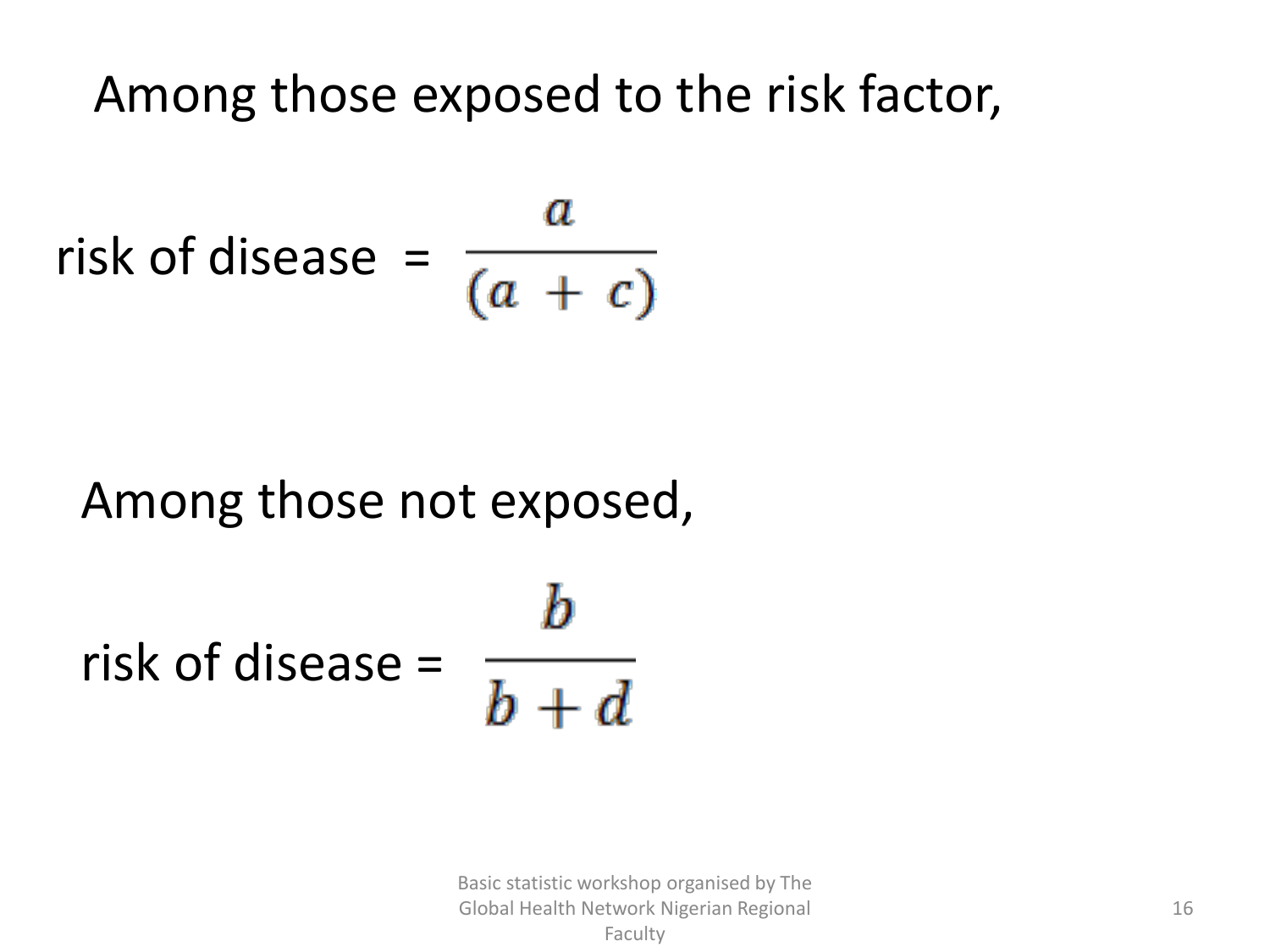Among those exposed to the risk factor,

$$\text{risk of disease} = \frac{a}{(a + c)}$$

Among those not exposed,

$$\text{risk of disease} = \frac{b}{b + d}$$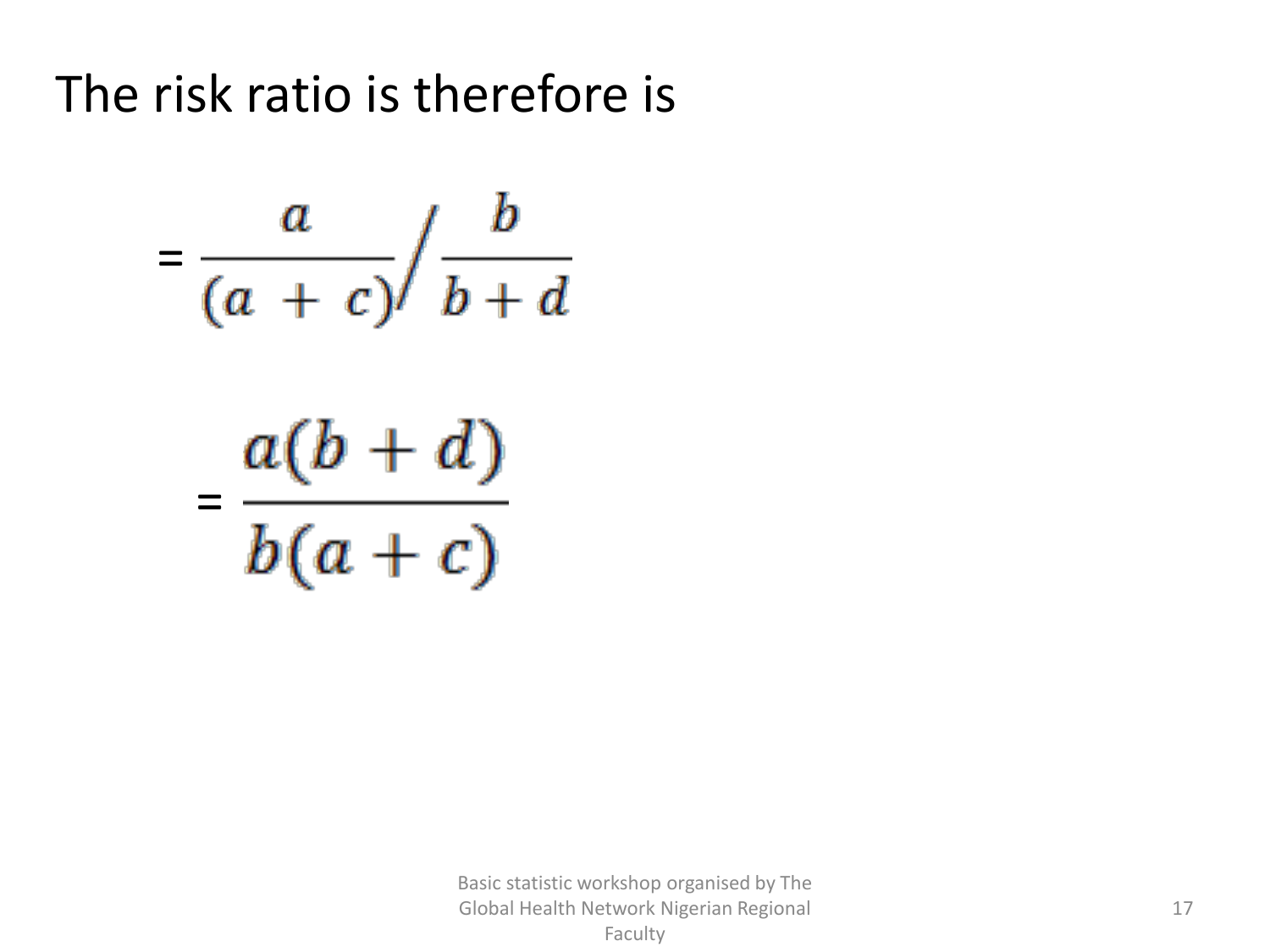# The risk ratio is therefore is

$$= \frac{a}{(a + c)} \Big/ \frac{b}{b + d}$$

$$= \frac{a(b + d)}{b(a + c)}$$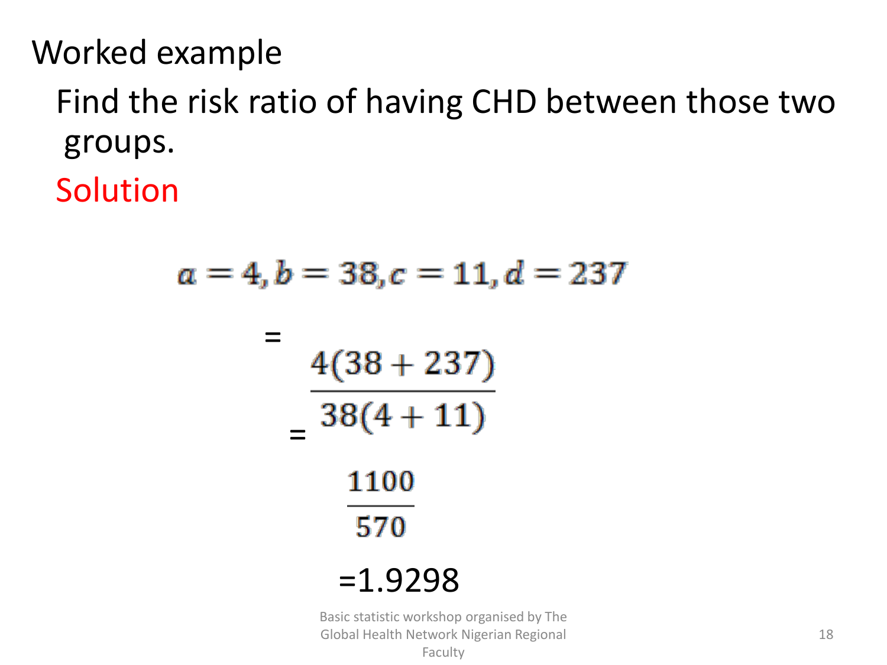Worked example

Find the risk ratio of having CHD between those two groups.

Solution

$$a = 4, b = 38, c = 11, d = 237$$

$$= \frac{4(38 + 237)}{38(4 + 11)}$$

$$= \frac{1100}{570}$$

$$= 1.9298$$

Basic statistic workshop organised by The Global Health Network Nigerian Regional Faculty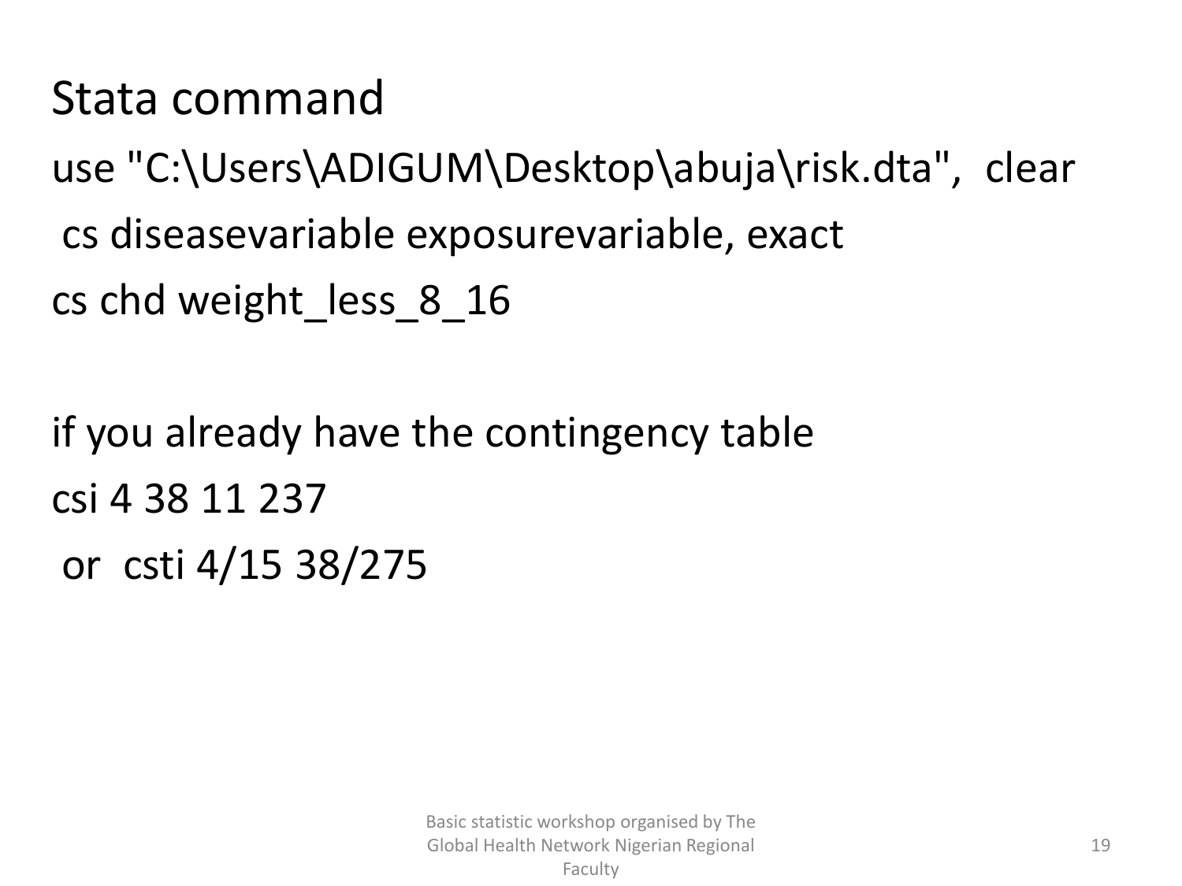# Stata command

```
use "C:\Users\ADIGUM\Desktop\abuja\risk.dta",  clear
 cs diseasevariable exposurevariable, exact
cs chd weight_less_8_16
```

if you already have the contingency table

```
csi 4 38 11 237
 or  csti 4/15 38/275
```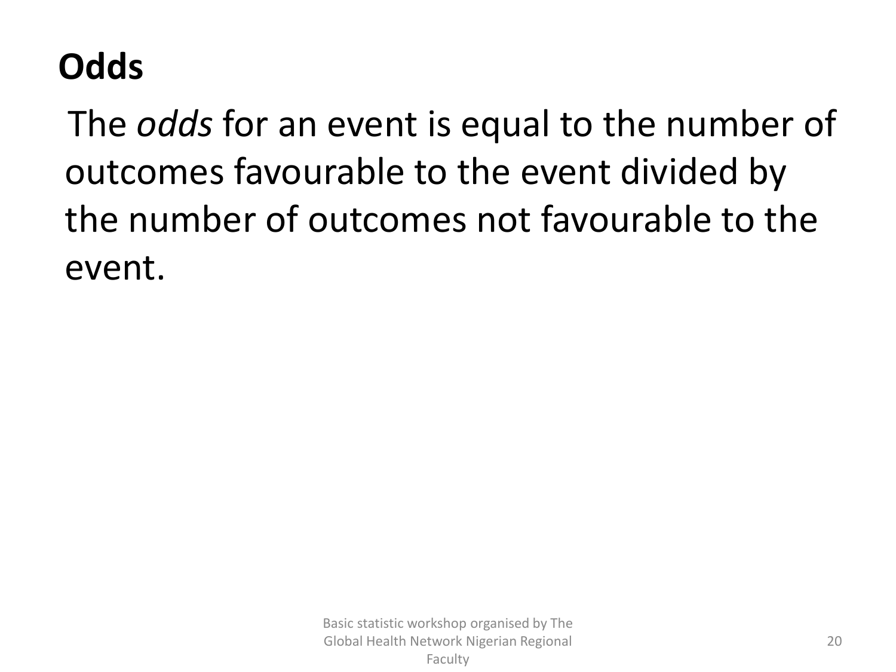## Odds

The *odds* for an event is equal to the number of outcomes favourable to the event divided by the number of outcomes not favourable to the event.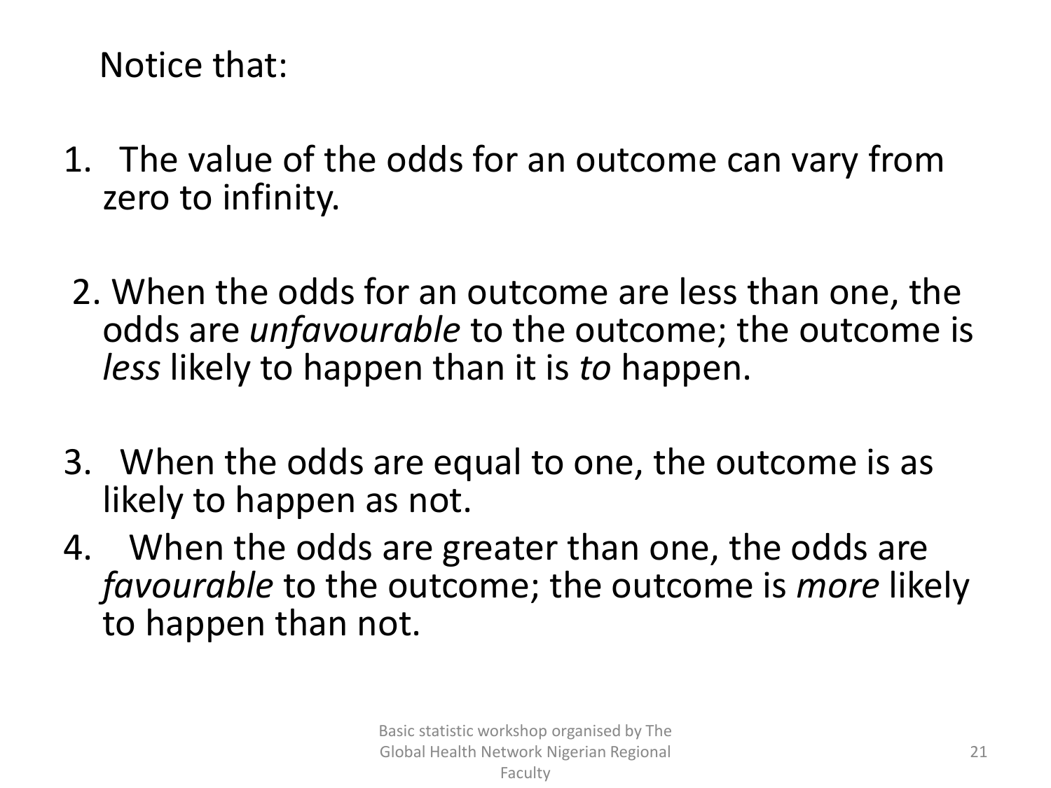Notice that:

1. The value of the odds for an outcome can vary from zero to infinity.

2. When the odds for an outcome are less than one, the odds are *unfavourable* to the outcome; the outcome is *less* likely to happen than it is *to* happen.

3. When the odds are equal to one, the outcome is as likely to happen as not.

4. When the odds are greater than one, the odds are *favourable* to the outcome; the outcome is *more* likely to happen than not.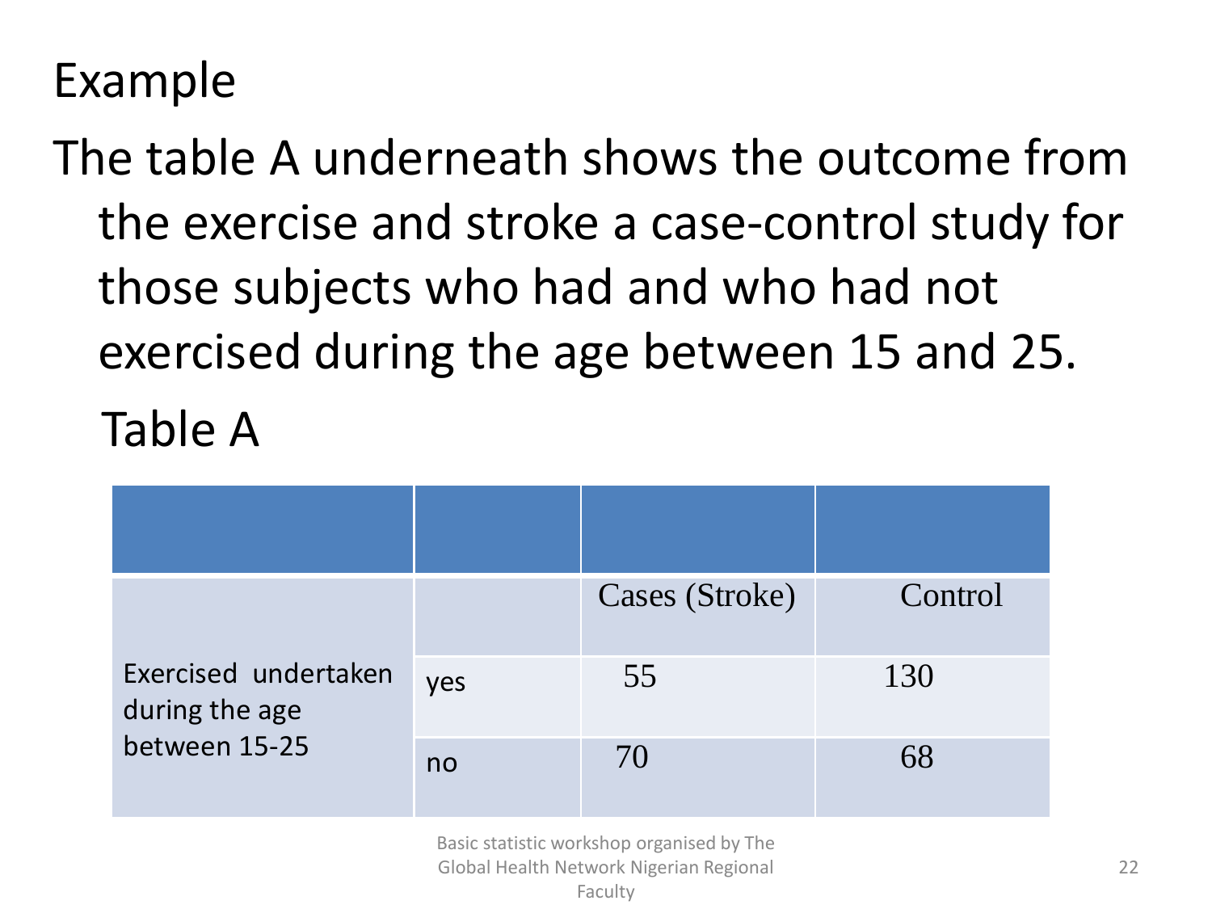# Example

The table A underneath shows the outcome from the exercise and stroke a case-control study for those subjects who had and who had not exercised during the age between 15 and 25.

Table A

| | | | |
|---|---|---|---|
| | | Cases (Stroke) | Control |
| Exercised undertaken during the age between 15-25 | yes | 55 | 130 |
| | no | 70 | 68 |

Basic statistic workshop organised by The Global Health Network Nigerian Regional Faculty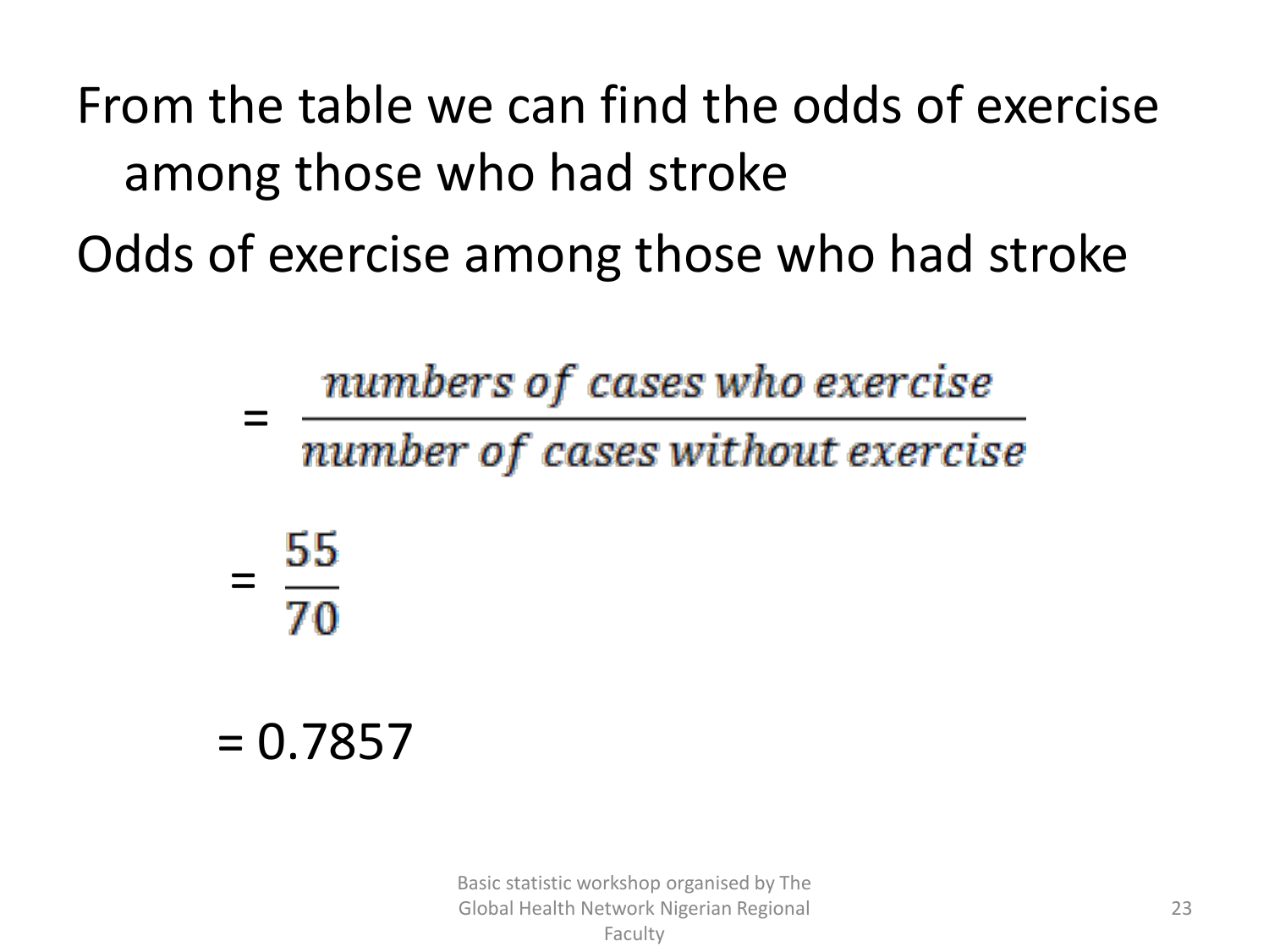From the table we can find the odds of exercise among those who had stroke

Odds of exercise among those who had stroke

$$= \frac{numbers\ of\ cases\ who\ exercise}{number\ of\ cases\ without\ exercise}$$

$$= \frac{55}{70}$$

$$= 0.7857$$

Basic statistic workshop organised by The Global Health Network Nigerian Regional Faculty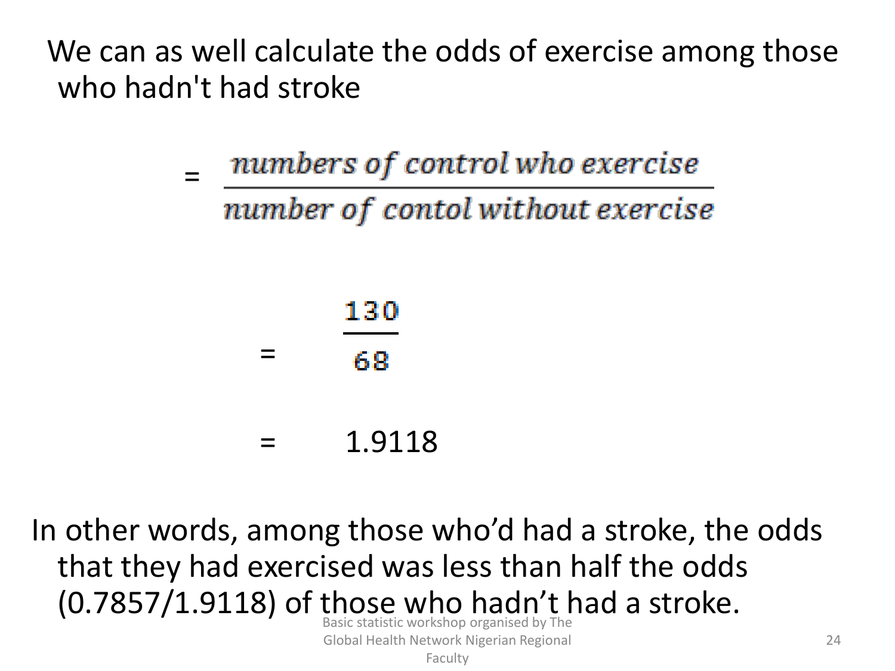We can as well calculate the odds of exercise among those who hadn't had stroke

$$= \frac{numbers\ of\ control\ who\ exercise}{number\ of\ contol\ without\ exercise}$$

$$= \frac{130}{68}$$

$$= 1.9118$$

In other words, among those who'd had a stroke, the odds that they had exercised was less than half the odds (0.7857/1.9118) of those who hadn't had a stroke.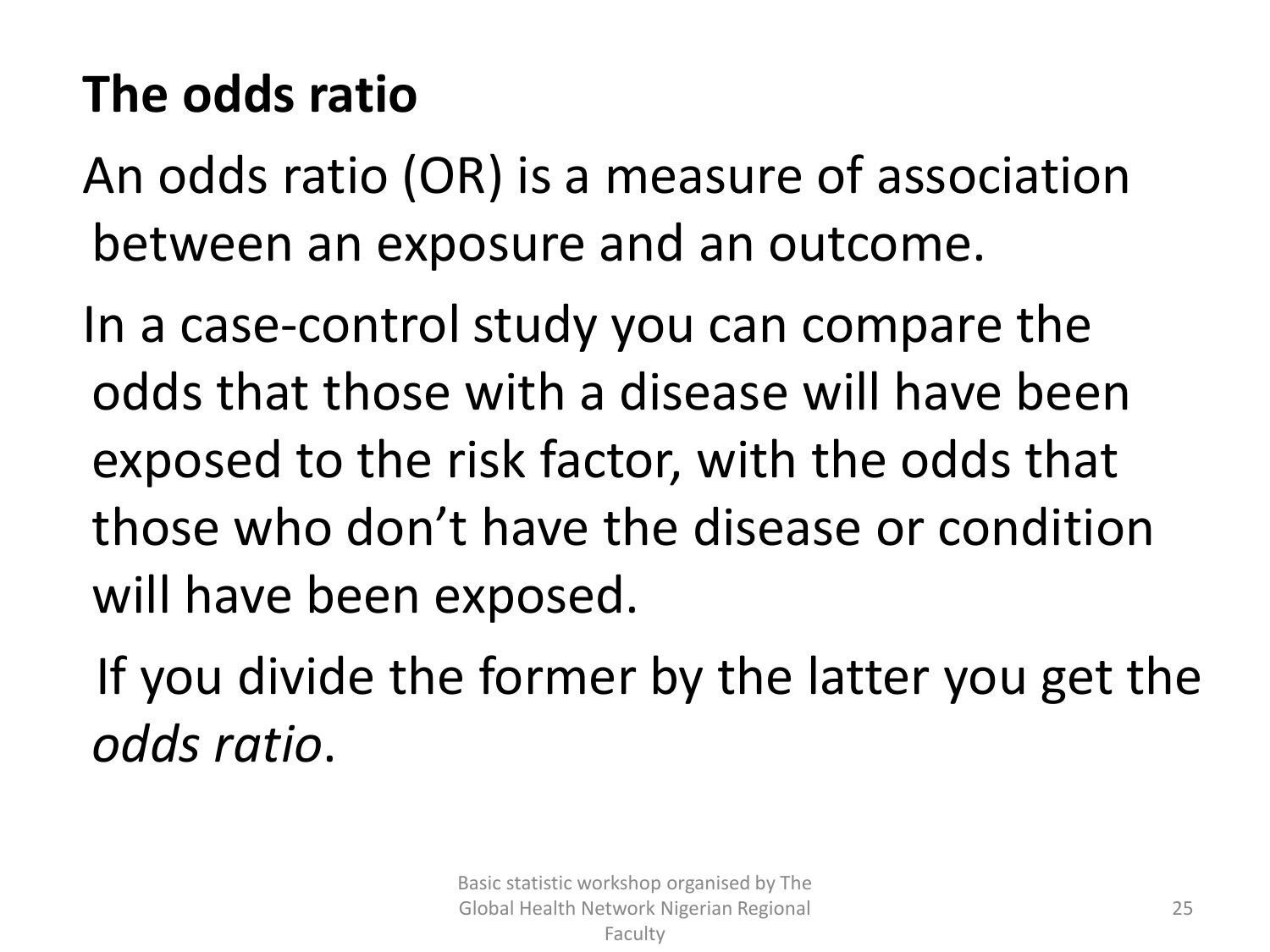# The odds ratio

An odds ratio (OR) is a measure of association between an exposure and an outcome.

In a case-control study you can compare the odds that those with a disease will have been exposed to the risk factor, with the odds that those who don't have the disease or condition will have been exposed.

If you divide the former by the latter you get the *odds ratio*.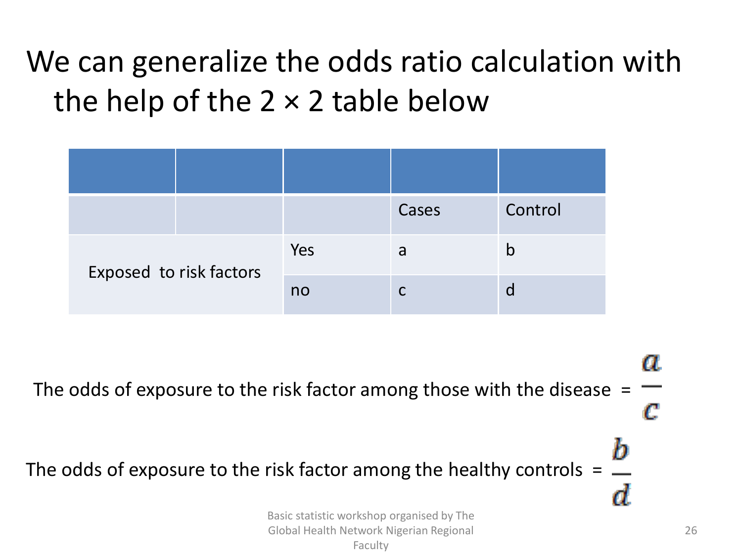# We can generalize the odds ratio calculation with the help of the 2 × 2 table below

| | | | | |
|---|---|---|---|---|
| | | | Cases | Control |
| Exposed to risk factors | | Yes | a | b |
| | | no | c | d |

The odds of exposure to the risk factor among those with the disease = $\frac{a}{c}$

The odds of exposure to the risk factor among the healthy controls = $\frac{b}{d}$

Basic statistic workshop organised by The Global Health Network Nigerian Regional Faculty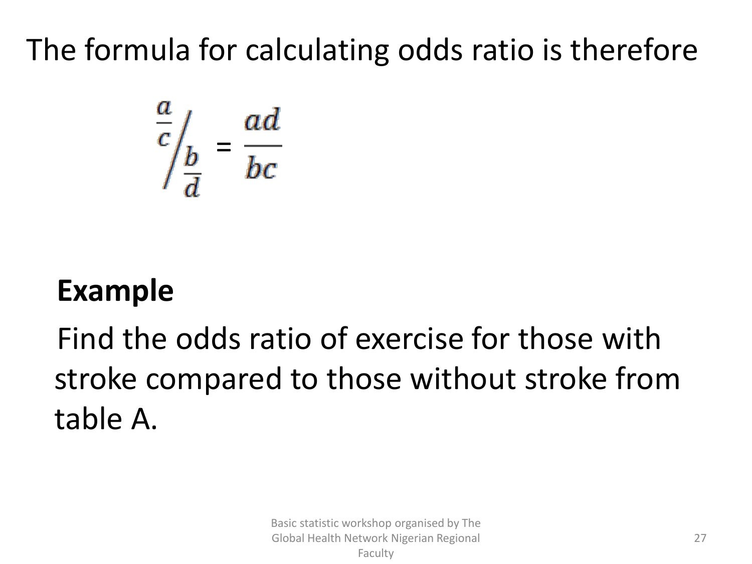The formula for calculating odds ratio is therefore

$$\frac{a}{c} \Big/ \frac{b}{d} = \frac{ad}{bc}$$

**Example**

Find the odds ratio of exercise for those with stroke compared to those without stroke from table A.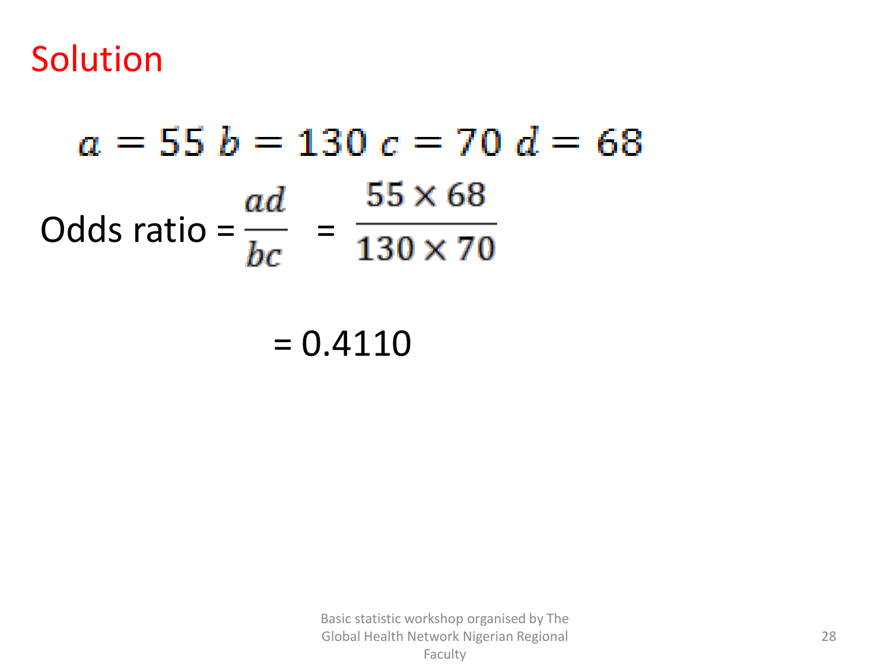# Solution

$$a = 55 \; b = 130 \; c = 70 \; d = 68$$

$$\text{Odds ratio} = \frac{ad}{bc} = \frac{55 \times 68}{130 \times 70}$$

$$= 0.4110$$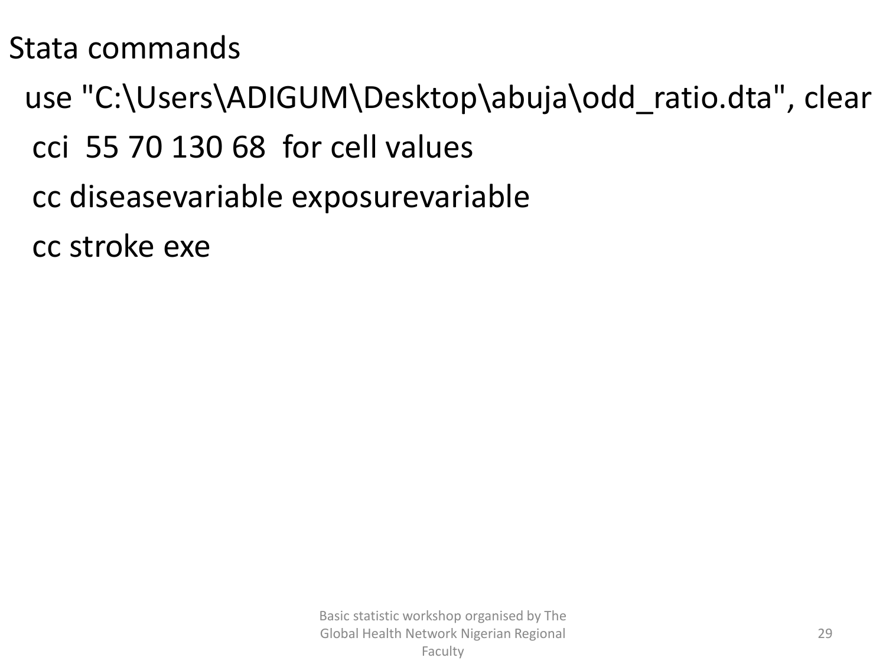Stata commands

```
use "C:\Users\ADIGUM\Desktop\abuja\odd_ratio.dta", clear
cci  55 70 130 68  for cell values
cc diseasevariable exposurevariable
cc stroke exe
```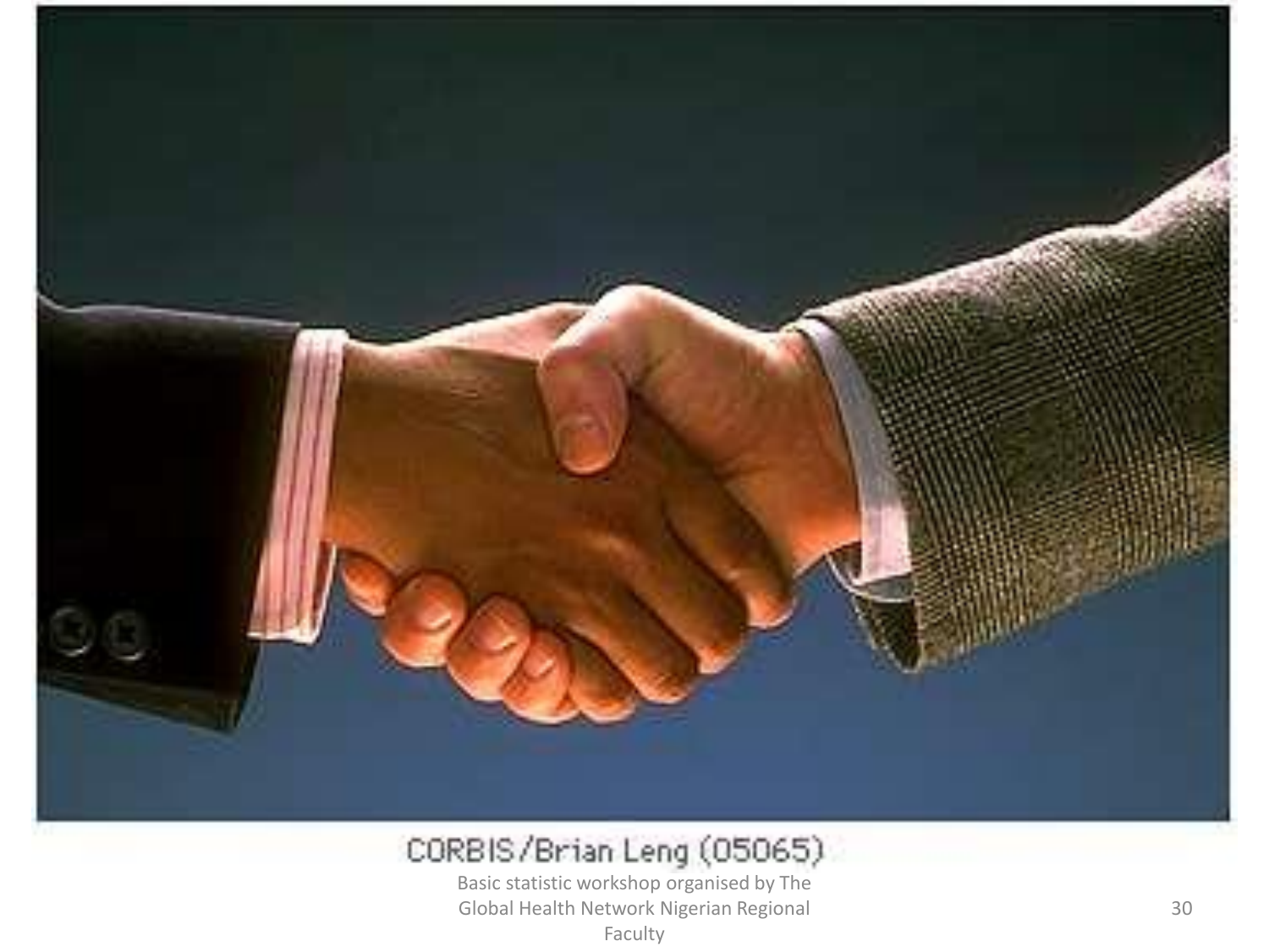CORBIS/Brian Leng (05065)